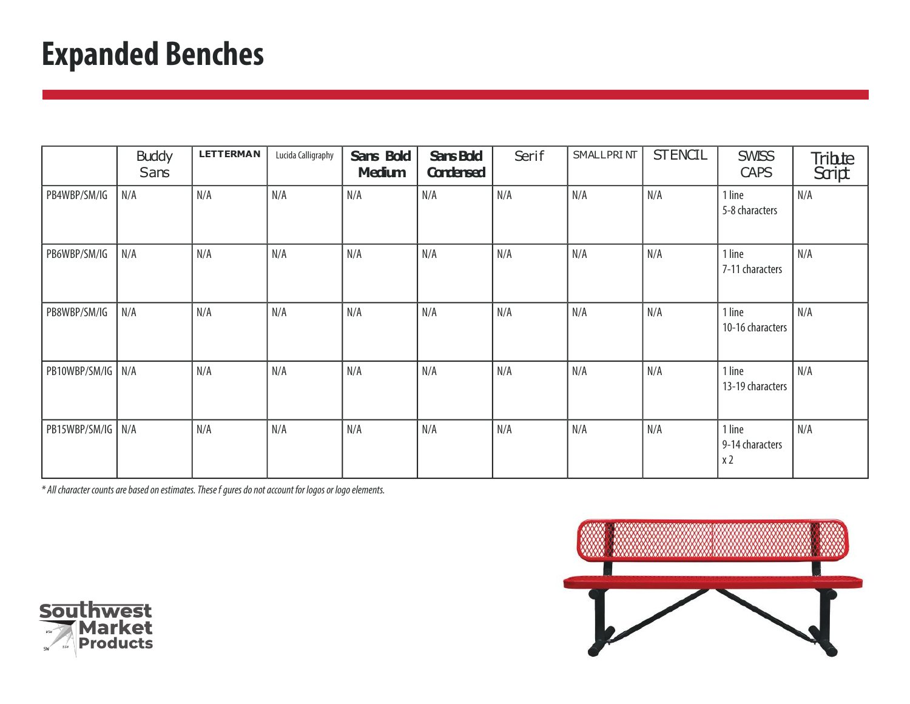# Expanded Benches

| | Buddy Sans | LETTERMAN | Lucida Calligraphy | Sans Bold Medium | Sans Bold Condensed | Serif | SMALLPRINT | STENCIL | SWISS CAPS | Tribute Script |
|---|---|---|---|---|---|---|---|---|---|---|
| PB4WBP/SM/IG | N/A | N/A | N/A | N/A | N/A | N/A | N/A | N/A | 1 line 5-8 characters | N/A |
| PB6WBP/SM/IG | N/A | N/A | N/A | N/A | N/A | N/A | N/A | N/A | 1 line 7-11 characters | N/A |
| PB8WBP/SM/IG | N/A | N/A | N/A | N/A | N/A | N/A | N/A | N/A | 1 line 10-16 characters | N/A |
| PB10WBP/SM/IG | N/A | N/A | N/A | N/A | N/A | N/A | N/A | N/A | 1 line 13-19 characters | N/A |
| PB15WBP/SM/IG | N/A | N/A | N/A | N/A | N/A | N/A | N/A | N/A | 1 line 9-14 characters x 2 | N/A |

*\* All character counts are based on estimates. These f gures do not account for logos or logo elements.*

Southwest Market Products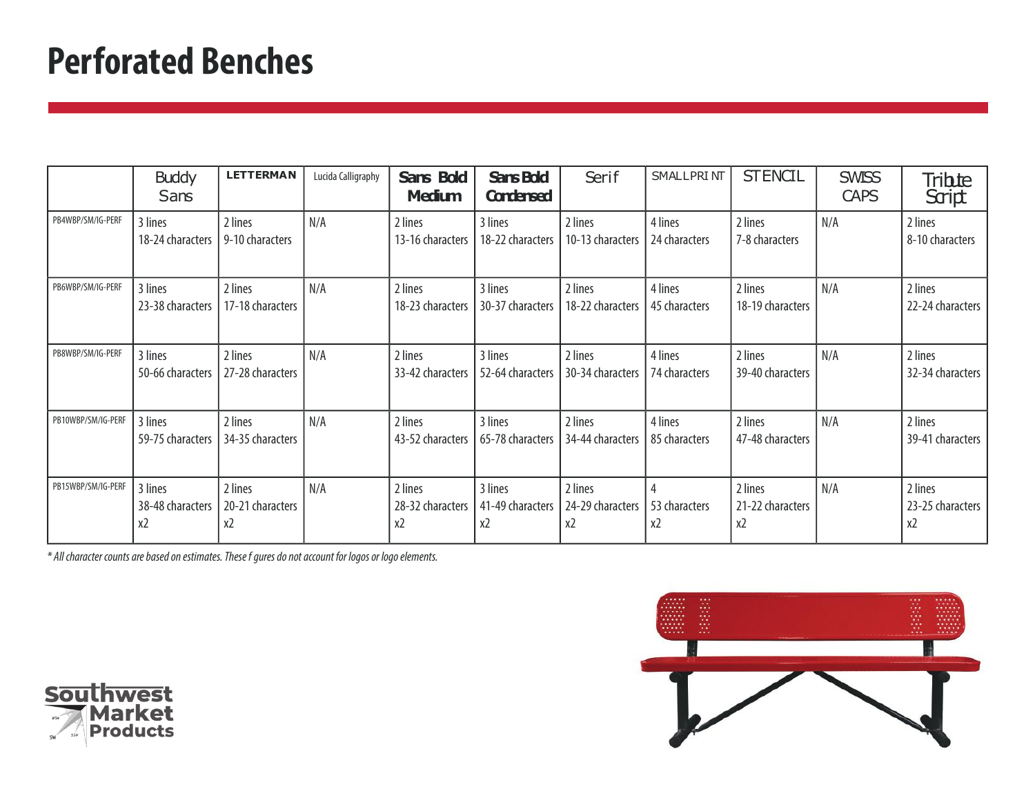# Perforated Benches

| | Buddy Sans | LETTERMAN | Lucida Calligraphy | Sans Bold Medium | Sans Bold Condensed | Serif | SMALLPRINT | STENCIL | SWISS CAPS | Tribute Script |
|---|---|---|---|---|---|---|---|---|---|---|
| PB4WBP/SM/IG-PERF | 3 lines 18-24 characters | 2 lines 9-10 characters | N/A | 2 lines 13-16 characters | 3 lines 18-22 characters | 2 lines 10-13 characters | 4 lines 24 characters | 2 lines 7-8 characters | N/A | 2 lines 8-10 characters |
| PB6WBP/SM/IG-PERF | 3 lines 23-38 characters | 2 lines 17-18 characters | N/A | 2 lines 18-23 characters | 3 lines 30-37 characters | 2 lines 18-22 characters | 4 lines 45 characters | 2 lines 18-19 characters | N/A | 2 lines 22-24 characters |
| PB8WBP/SM/IG-PERF | 3 lines 50-66 characters | 2 lines 27-28 characters | N/A | 2 lines 33-42 characters | 3 lines 52-64 characters | 2 lines 30-34 characters | 4 lines 74 characters | 2 lines 39-40 characters | N/A | 2 lines 32-34 characters |
| PB10WBP/SM/IG-PERF | 3 lines 59-75 characters | 2 lines 34-35 characters | N/A | 2 lines 43-52 characters | 3 lines 65-78 characters | 2 lines 34-44 characters | 4 lines 85 characters | 2 lines 47-48 characters | N/A | 2 lines 39-41 characters |
| PB15WBP/SM/IG-PERF | 3 lines 38-48 characters x2 | 2 lines 20-21 characters x2 | N/A | 2 lines 28-32 characters x2 | 3 lines 41-49 characters x2 | 2 lines 24-29 characters x2 | 4 53 characters x2 | 2 lines 21-22 characters x2 | N/A | 2 lines 23-25 characters x2 |

*\* All character counts are based on estimates. These f gures do not account for logos or logo elements.*

Southwest Market Products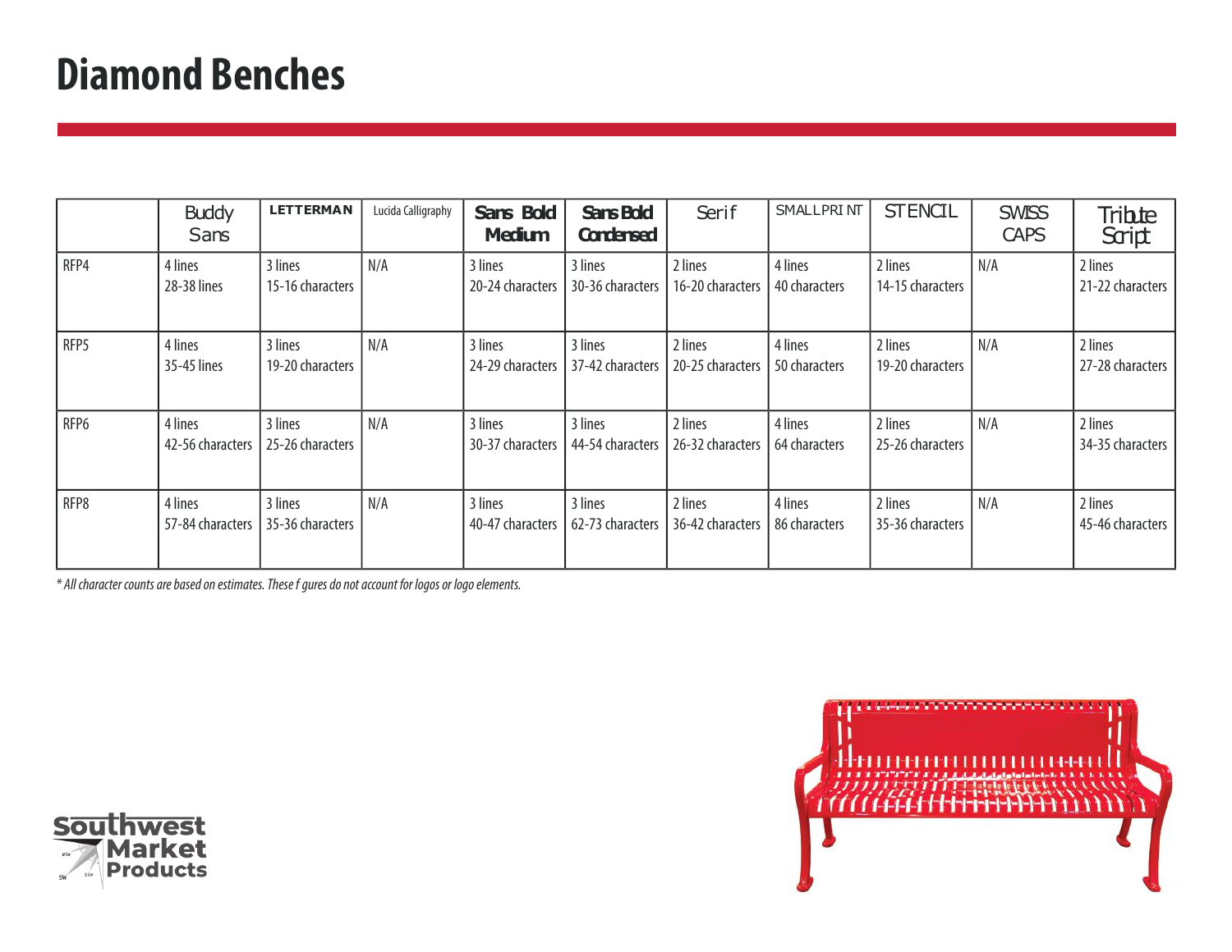# Diamond Benches

| | Buddy Sans | LETTERMAN | Lucida Calligraphy | Sans Bold Medium | Sans Bold Condensed | Serif | SMALLPRINT | STENCIL | SWISS CAPS | Tribute Script |
|---|---|---|---|---|---|---|---|---|---|---|
| RFP4 | 4 lines 28-38 lines | 3 lines 15-16 characters | N/A | 3 lines 20-24 characters | 3 lines 30-36 characters | 2 lines 16-20 characters | 4 lines 40 characters | 2 lines 14-15 characters | N/A | 2 lines 21-22 characters |
| RFP5 | 4 lines 35-45 lines | 3 lines 19-20 characters | N/A | 3 lines 24-29 characters | 3 lines 37-42 characters | 2 lines 20-25 characters | 4 lines 50 characters | 2 lines 19-20 characters | N/A | 2 lines 27-28 characters |
| RFP6 | 4 lines 42-56 characters | 3 lines 25-26 characters | N/A | 3 lines 30-37 characters | 3 lines 44-54 characters | 2 lines 26-32 characters | 4 lines 64 characters | 2 lines 25-26 characters | N/A | 2 lines 34-35 characters |
| RFP8 | 4 lines 57-84 characters | 3 lines 35-36 characters | N/A | 3 lines 40-47 characters | 3 lines 62-73 characters | 2 lines 36-42 characters | 4 lines 86 characters | 2 lines 35-36 characters | N/A | 2 lines 45-46 characters |

*\* All character counts are based on estimates. These f gures do not account for logos or logo elements.*

Southwest Market Products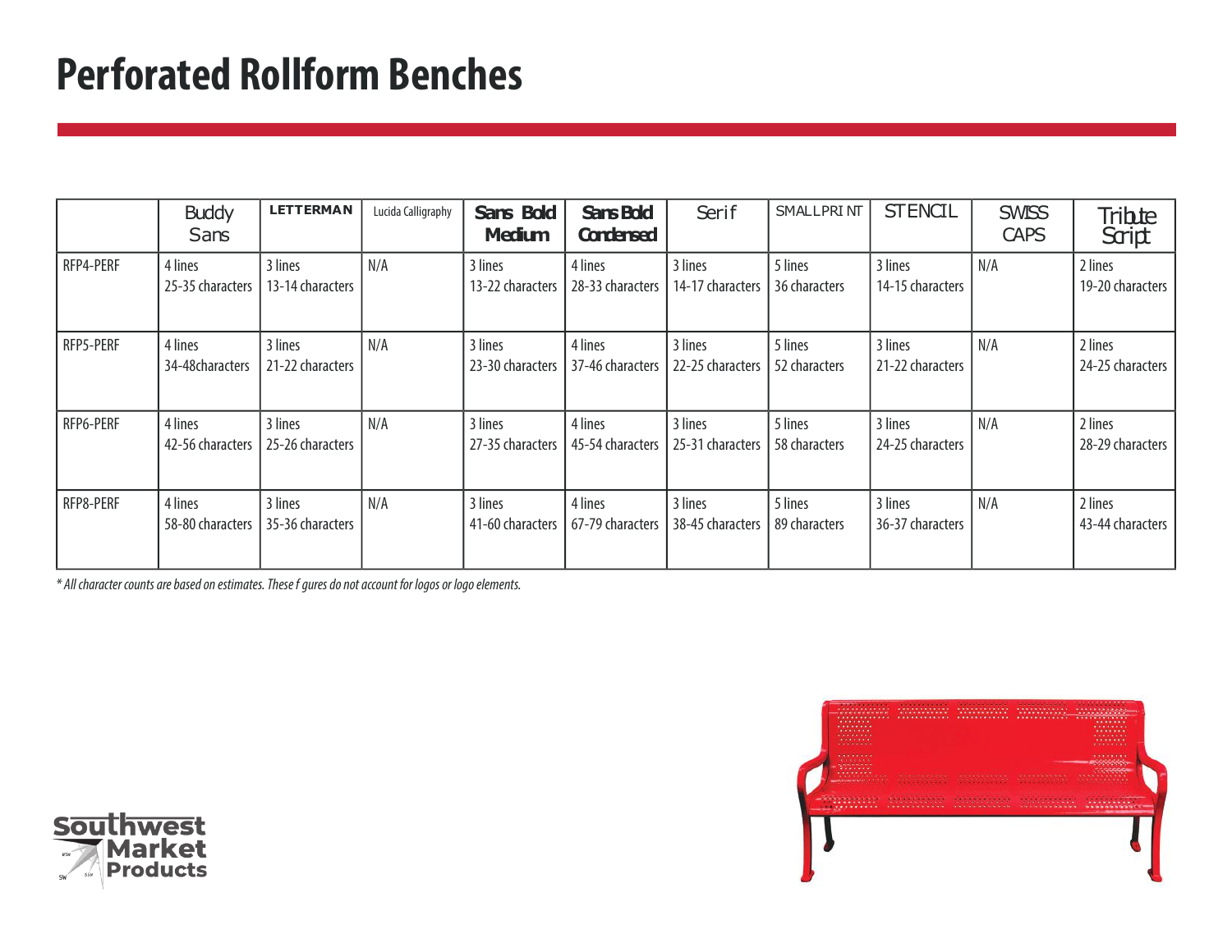# Perforated Rollform Benches

| | Buddy Sans | LETTERMAN | Lucida Calligraphy | Sans Bold Medium | Sans Bold Condensed | Serif | SMALLPRINT | STENCIL | SWISS CAPS | Tribute Script |
|---|---|---|---|---|---|---|---|---|---|---|
| RFP4-PERF | 4 lines 25-35 characters | 3 lines 13-14 characters | N/A | 3 lines 13-22 characters | 4 lines 28-33 characters | 3 lines 14-17 characters | 5 lines 36 characters | 3 lines 14-15 characters | N/A | 2 lines 19-20 characters |
| RFP5-PERF | 4 lines 34-48characters | 3 lines 21-22 characters | N/A | 3 lines 23-30 characters | 4 lines 37-46 characters | 3 lines 22-25 characters | 5 lines 52 characters | 3 lines 21-22 characters | N/A | 2 lines 24-25 characters |
| RFP6-PERF | 4 lines 42-56 characters | 3 lines 25-26 characters | N/A | 3 lines 27-35 characters | 4 lines 45-54 characters | 3 lines 25-31 characters | 5 lines 58 characters | 3 lines 24-25 characters | N/A | 2 lines 28-29 characters |
| RFP8-PERF | 4 lines 58-80 characters | 3 lines 35-36 characters | N/A | 3 lines 41-60 characters | 4 lines 67-79 characters | 3 lines 38-45 characters | 5 lines 89 characters | 3 lines 36-37 characters | N/A | 2 lines 43-44 characters |

*\* All character counts are based on estimates. These f gures do not account for logos or logo elements.*

Southwest Market Products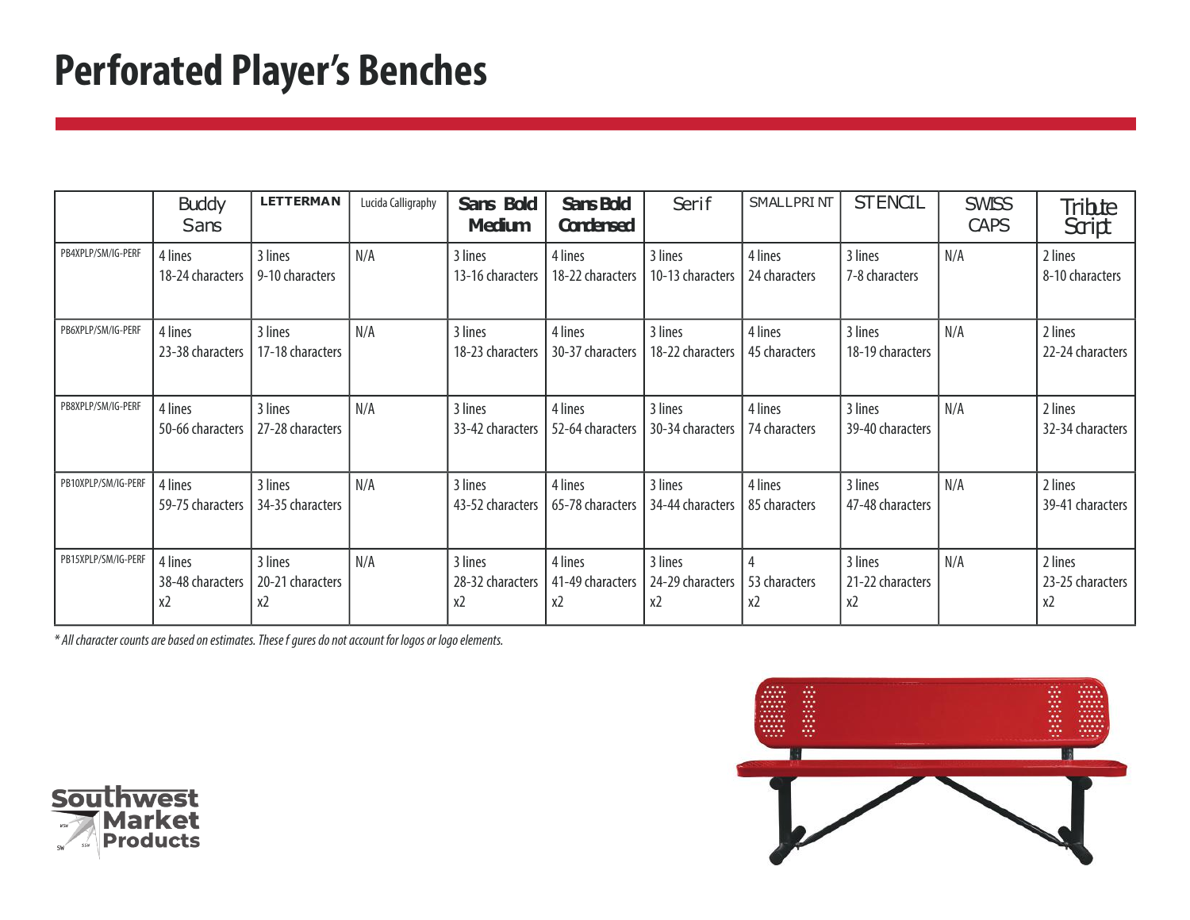# Perforated Player's Benches

| | Buddy Sans | LETTERMAN | Lucida Calligraphy | Sans Bold Medium | Sans Bold Condensed | Serif | SMALLPRINT | STENCIL | SWISS CAPS | Tribute Script |
|---|---|---|---|---|---|---|---|---|---|---|
| PB4XPLP/SM/IG-PERF | 4 lines 18-24 characters | 3 lines 9-10 characters | N/A | 3 lines 13-16 characters | 4 lines 18-22 characters | 3 lines 10-13 characters | 4 lines 24 characters | 3 lines 7-8 characters | N/A | 2 lines 8-10 characters |
| PB6XPLP/SM/IG-PERF | 4 lines 23-38 characters | 3 lines 17-18 characters | N/A | 3 lines 18-23 characters | 4 lines 30-37 characters | 3 lines 18-22 characters | 4 lines 45 characters | 3 lines 18-19 characters | N/A | 2 lines 22-24 characters |
| PB8XPLP/SM/IG-PERF | 4 lines 50-66 characters | 3 lines 27-28 characters | N/A | 3 lines 33-42 characters | 4 lines 52-64 characters | 3 lines 30-34 characters | 4 lines 74 characters | 3 lines 39-40 characters | N/A | 2 lines 32-34 characters |
| PB10XPLP/SM/IG-PERF | 4 lines 59-75 characters | 3 lines 34-35 characters | N/A | 3 lines 43-52 characters | 4 lines 65-78 characters | 3 lines 34-44 characters | 4 lines 85 characters | 3 lines 47-48 characters | N/A | 2 lines 39-41 characters |
| PB15XPLP/SM/IG-PERF | 4 lines 38-48 characters x2 | 3 lines 20-21 characters x2 | N/A | 3 lines 28-32 characters x2 | 4 lines 41-49 characters x2 | 3 lines 24-29 characters x2 | 4 53 characters x2 | 3 lines 21-22 characters x2 | N/A | 2 lines 23-25 characters x2 |

*\* All character counts are based on estimates. These f gures do not account for logos or logo elements.*

Southwest Market Products